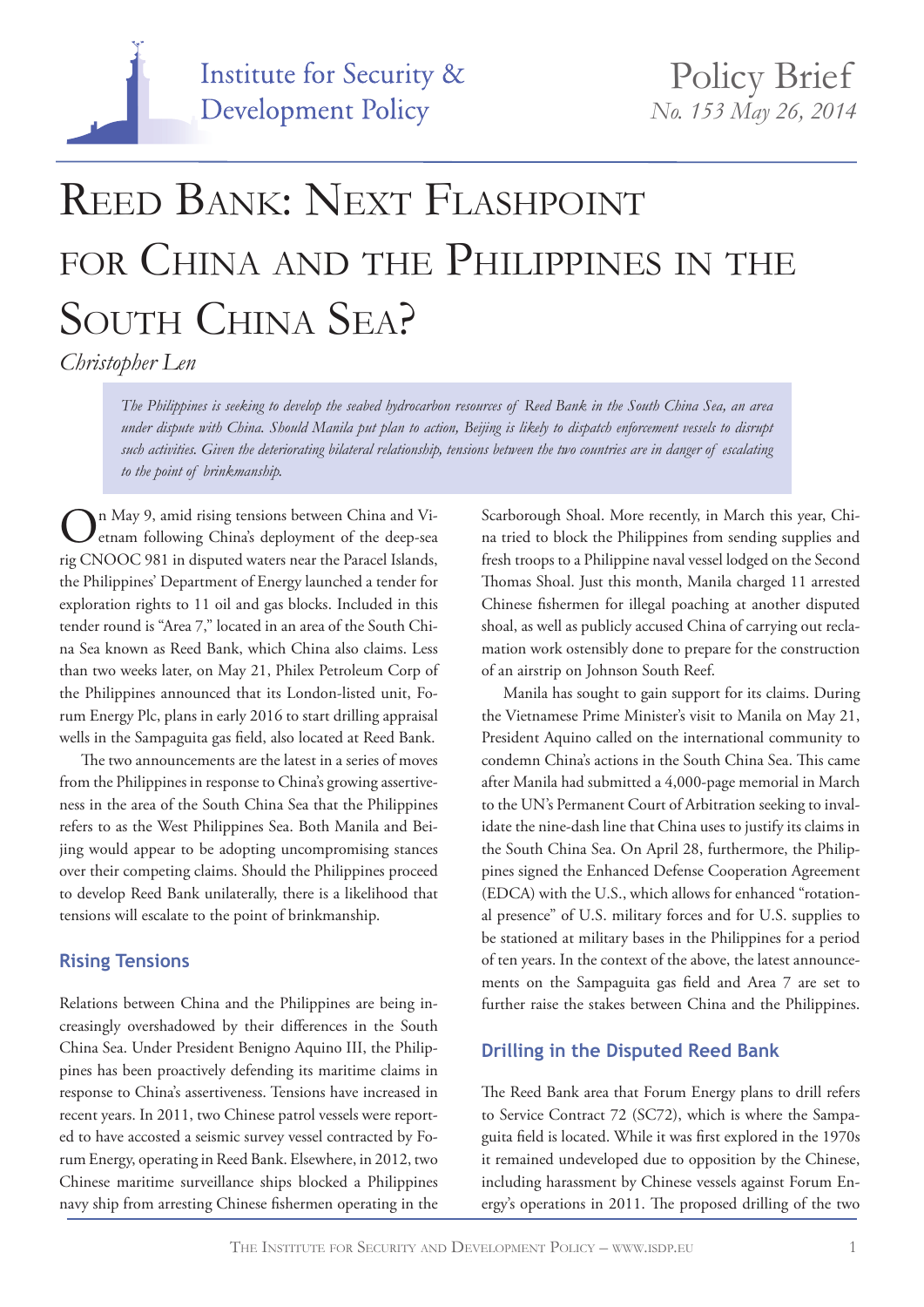Institute for Security & Development Policy

Policy Brief
*No. 153 May 26, 2014*

# Reed Bank: Next Flashpoint for China and the Philippines in the South China Sea?

*Christopher Len*

*The Philippines is seeking to develop the seabed hydrocarbon resources of Reed Bank in the South China Sea, an area under dispute with China. Should Manila put plan to action, Beijing is likely to dispatch enforcement vessels to disrupt such activities. Given the deteriorating bilateral relationship, tensions between the two countries are in danger of escalating to the point of brinkmanship.*

On May 9, amid rising tensions between China and Vietnam following China's deployment of the deep-sea rig CNOOC 981 in disputed waters near the Paracel Islands, the Philippines' Department of Energy launched a tender for exploration rights to 11 oil and gas blocks. Included in this tender round is "Area 7," located in an area of the South China Sea known as Reed Bank, which China also claims. Less than two weeks later, on May 21, Philex Petroleum Corp of the Philippines announced that its London-listed unit, Forum Energy Plc, plans in early 2016 to start drilling appraisal wells in the Sampaguita gas field, also located at Reed Bank.

The two announcements are the latest in a series of moves from the Philippines in response to China's growing assertiveness in the area of the South China Sea that the Philippines refers to as the West Philippines Sea. Both Manila and Beijing would appear to be adopting uncompromising stances over their competing claims. Should the Philippines proceed to develop Reed Bank unilaterally, there is a likelihood that tensions will escalate to the point of brinkmanship.

## Rising Tensions

Relations between China and the Philippines are being increasingly overshadowed by their differences in the South China Sea. Under President Benigno Aquino III, the Philippines has been proactively defending its maritime claims in response to China's assertiveness. Tensions have increased in recent years. In 2011, two Chinese patrol vessels were reported to have accosted a seismic survey vessel contracted by Forum Energy, operating in Reed Bank. Elsewhere, in 2012, two Chinese maritime surveillance ships blocked a Philippines navy ship from arresting Chinese fishermen operating in the Scarborough Shoal. More recently, in March this year, China tried to block the Philippines from sending supplies and fresh troops to a Philippine naval vessel lodged on the Second Thomas Shoal. Just this month, Manila charged 11 arrested Chinese fishermen for illegal poaching at another disputed shoal, as well as publicly accused China of carrying out reclamation work ostensibly done to prepare for the construction of an airstrip on Johnson South Reef.

Manila has sought to gain support for its claims. During the Vietnamese Prime Minister's visit to Manila on May 21, President Aquino called on the international community to condemn China's actions in the South China Sea. This came after Manila had submitted a 4,000-page memorial in March to the UN's Permanent Court of Arbitration seeking to invalidate the nine-dash line that China uses to justify its claims in the South China Sea. On April 28, furthermore, the Philippines signed the Enhanced Defense Cooperation Agreement (EDCA) with the U.S., which allows for enhanced "rotational presence" of U.S. military forces and for U.S. supplies to be stationed at military bases in the Philippines for a period of ten years. In the context of the above, the latest announcements on the Sampaguita gas field and Area 7 are set to further raise the stakes between China and the Philippines.

## Drilling in the Disputed Reed Bank

The Reed Bank area that Forum Energy plans to drill refers to Service Contract 72 (SC72), which is where the Sampaguita field is located. While it was first explored in the 1970s it remained undeveloped due to opposition by the Chinese, including harassment by Chinese vessels against Forum Energy's operations in 2011. The proposed drilling of the two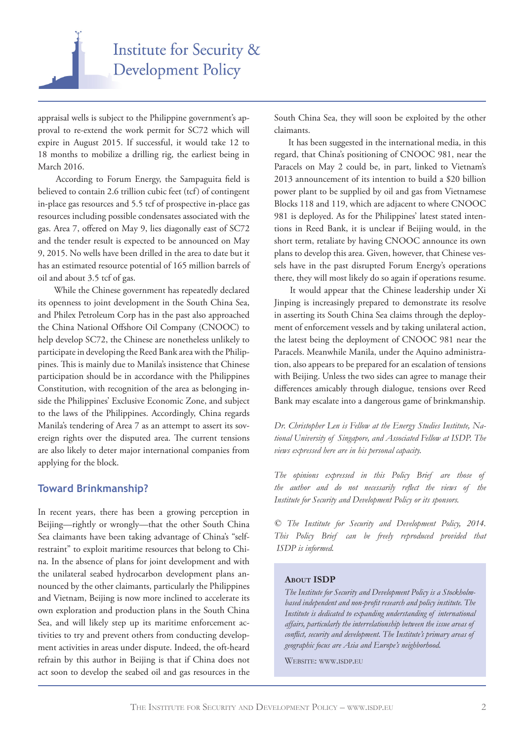appraisal wells is subject to the Philippine government's approval to re-extend the work permit for SC72 which will expire in August 2015. If successful, it would take 12 to 18 months to mobilize a drilling rig, the earliest being in March 2016.

According to Forum Energy, the Sampaguita field is believed to contain 2.6 trillion cubic feet (tcf) of contingent in-place gas resources and 5.5 tcf of prospective in-place gas resources including possible condensates associated with the gas. Area 7, offered on May 9, lies diagonally east of SC72 and the tender result is expected to be announced on May 9, 2015. No wells have been drilled in the area to date but it has an estimated resource potential of 165 million barrels of oil and about 3.5 tcf of gas.

While the Chinese government has repeatedly declared its openness to joint development in the South China Sea, and Philex Petroleum Corp has in the past also approached the China National Offshore Oil Company (CNOOC) to help develop SC72, the Chinese are nonetheless unlikely to participate in developing the Reed Bank area with the Philippines. This is mainly due to Manila's insistence that Chinese participation should be in accordance with the Philippines Constitution, with recognition of the area as belonging inside the Philippines' Exclusive Economic Zone, and subject to the laws of the Philippines. Accordingly, China regards Manila's tendering of Area 7 as an attempt to assert its sovereign rights over the disputed area. The current tensions are also likely to deter major international companies from applying for the block.

## Toward Brinkmanship?

In recent years, there has been a growing perception in Beijing—rightly or wrongly—that the other South China Sea claimants have been taking advantage of China's "self-restraint" to exploit maritime resources that belong to China. In the absence of plans for joint development and with the unilateral seabed hydrocarbon development plans announced by the other claimants, particularly the Philippines and Vietnam, Beijing is now more inclined to accelerate its own exploration and production plans in the South China Sea, and will likely step up its maritime enforcement activities to try and prevent others from conducting development activities in areas under dispute. Indeed, the oft-heard refrain by this author in Beijing is that if China does not act soon to develop the seabed oil and gas resources in the South China Sea, they will soon be exploited by the other claimants.

It has been suggested in the international media, in this regard, that China's positioning of CNOOC 981, near the Paracels on May 2 could be, in part, linked to Vietnam's 2013 announcement of its intention to build a $20 billion power plant to be supplied by oil and gas from Vietnamese Blocks 118 and 119, which are adjacent to where CNOOC 981 is deployed. As for the Philippines' latest stated intentions in Reed Bank, it is unclear if Beijing would, in the short term, retaliate by having CNOOC announce its own plans to develop this area. Given, however, that Chinese vessels have in the past disrupted Forum Energy's operations there, they will most likely do so again if operations resume.

It would appear that the Chinese leadership under Xi Jinping is increasingly prepared to demonstrate its resolve in asserting its South China Sea claims through the deployment of enforcement vessels and by taking unilateral action, the latest being the deployment of CNOOC 981 near the Paracels. Meanwhile Manila, under the Aquino administration, also appears to be prepared for an escalation of tensions with Beijing. Unless the two sides can agree to manage their differences amicably through dialogue, tensions over Reed Bank may escalate into a dangerous game of brinkmanship.

*Dr. Christopher Len is Fellow at the Energy Studies Institute, National University of Singapore, and Associated Fellow at ISDP. The views expressed here are in his personal capacity.*

*The opinions expressed in this Policy Brief are those of the author and do not necessarily reflect the views of the Institute for Security and Development Policy or its sponsors.*

*© The Institute for Security and Development Policy, 2014. This Policy Brief can be freely reproduced provided that ISDP is informed.*

**About ISDP**

*The Institute for Security and Development Policy is a Stockholm-based independent and non-profit research and policy institute. The Institute is dedicated to expanding understanding of international affairs, particularly the interrelationship between the issue areas of conflict, security and development. The Institute's primary areas of geographic focus are Asia and Europe's neighborhood.*

Website: www.isdp.eu